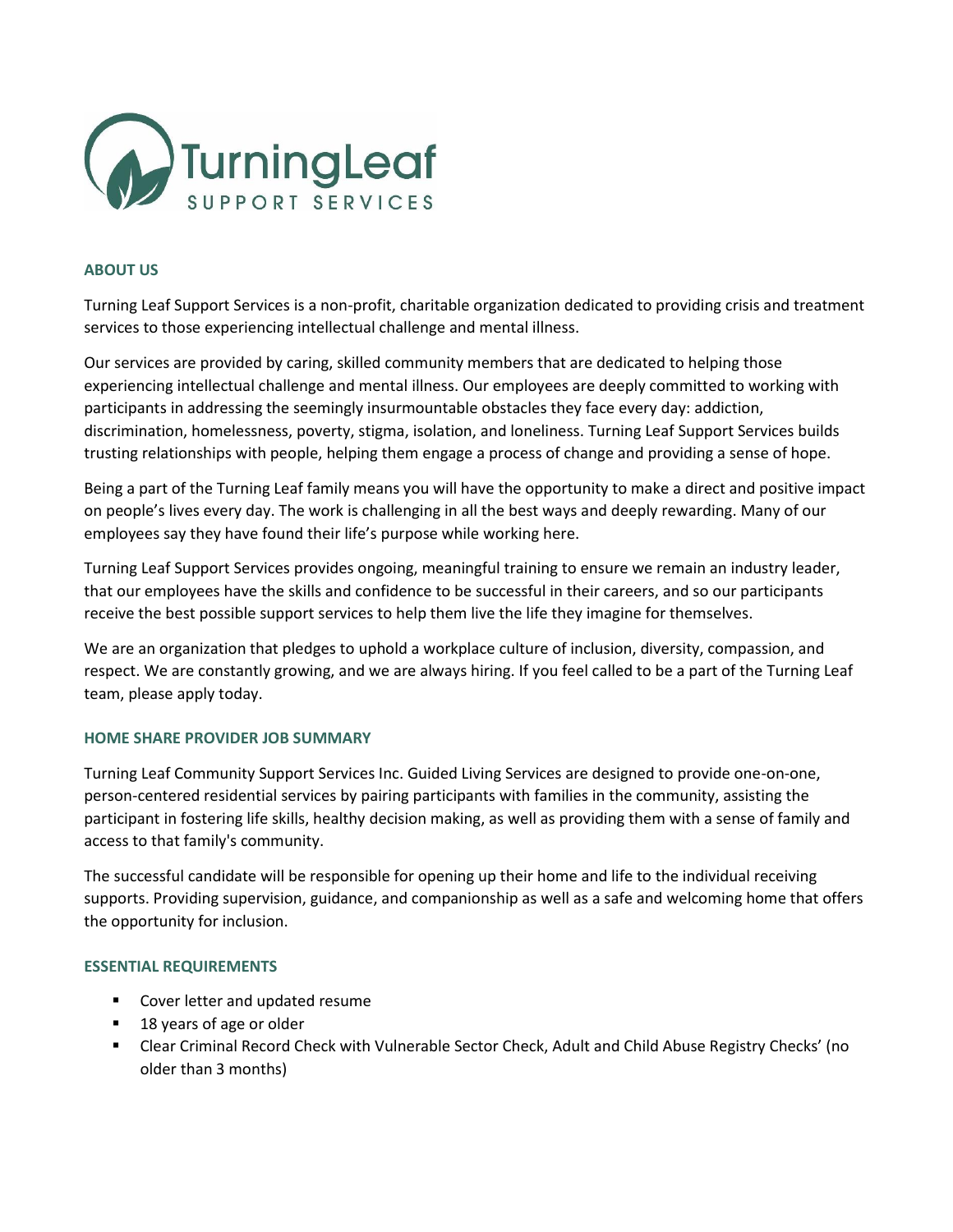TurningLeaf SUPPORT SERVICES

## ABOUT US

Turning Leaf Support Services is a non-profit, charitable organization dedicated to providing crisis and treatment services to those experiencing intellectual challenge and mental illness.

Our services are provided by caring, skilled community members that are dedicated to helping those experiencing intellectual challenge and mental illness. Our employees are deeply committed to working with participants in addressing the seemingly insurmountable obstacles they face every day: addiction, discrimination, homelessness, poverty, stigma, isolation, and loneliness. Turning Leaf Support Services builds trusting relationships with people, helping them engage a process of change and providing a sense of hope.

Being a part of the Turning Leaf family means you will have the opportunity to make a direct and positive impact on people's lives every day. The work is challenging in all the best ways and deeply rewarding. Many of our employees say they have found their life's purpose while working here.

Turning Leaf Support Services provides ongoing, meaningful training to ensure we remain an industry leader, that our employees have the skills and confidence to be successful in their careers, and so our participants receive the best possible support services to help them live the life they imagine for themselves.

We are an organization that pledges to uphold a workplace culture of inclusion, diversity, compassion, and respect. We are constantly growing, and we are always hiring. If you feel called to be a part of the Turning Leaf team, please apply today.

## HOME SHARE PROVIDER JOB SUMMARY

Turning Leaf Community Support Services Inc. Guided Living Services are designed to provide one-on-one, person-centered residential services by pairing participants with families in the community, assisting the participant in fostering life skills, healthy decision making, as well as providing them with a sense of family and access to that family's community.

The successful candidate will be responsible for opening up their home and life to the individual receiving supports. Providing supervision, guidance, and companionship as well as a safe and welcoming home that offers the opportunity for inclusion.

## ESSENTIAL REQUIREMENTS

- Cover letter and updated resume
- 18 years of age or older
- Clear Criminal Record Check with Vulnerable Sector Check, Adult and Child Abuse Registry Checks' (no older than 3 months)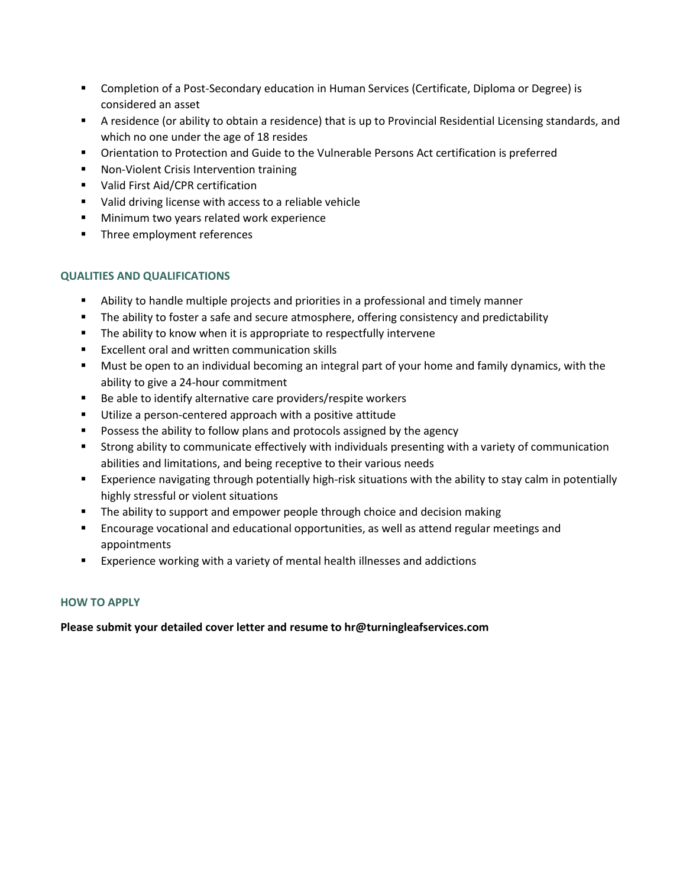- Completion of a Post-Secondary education in Human Services (Certificate, Diploma or Degree) is considered an asset
- A residence (or ability to obtain a residence) that is up to Provincial Residential Licensing standards, and which no one under the age of 18 resides
- Orientation to Protection and Guide to the Vulnerable Persons Act certification is preferred
- Non-Violent Crisis Intervention training
- Valid First Aid/CPR certification
- Valid driving license with access to a reliable vehicle
- Minimum two years related work experience
- Three employment references

## QUALITIES AND QUALIFICATIONS

- Ability to handle multiple projects and priorities in a professional and timely manner
- The ability to foster a safe and secure atmosphere, offering consistency and predictability
- The ability to know when it is appropriate to respectfully intervene
- Excellent oral and written communication skills
- Must be open to an individual becoming an integral part of your home and family dynamics, with the ability to give a 24-hour commitment
- Be able to identify alternative care providers/respite workers
- Utilize a person-centered approach with a positive attitude
- Possess the ability to follow plans and protocols assigned by the agency
- Strong ability to communicate effectively with individuals presenting with a variety of communication abilities and limitations, and being receptive to their various needs
- Experience navigating through potentially high-risk situations with the ability to stay calm in potentially highly stressful or violent situations
- The ability to support and empower people through choice and decision making
- Encourage vocational and educational opportunities, as well as attend regular meetings and appointments
- Experience working with a variety of mental health illnesses and addictions

## HOW TO APPLY

**Please submit your detailed cover letter and resume to hr@turningleafservices.com**